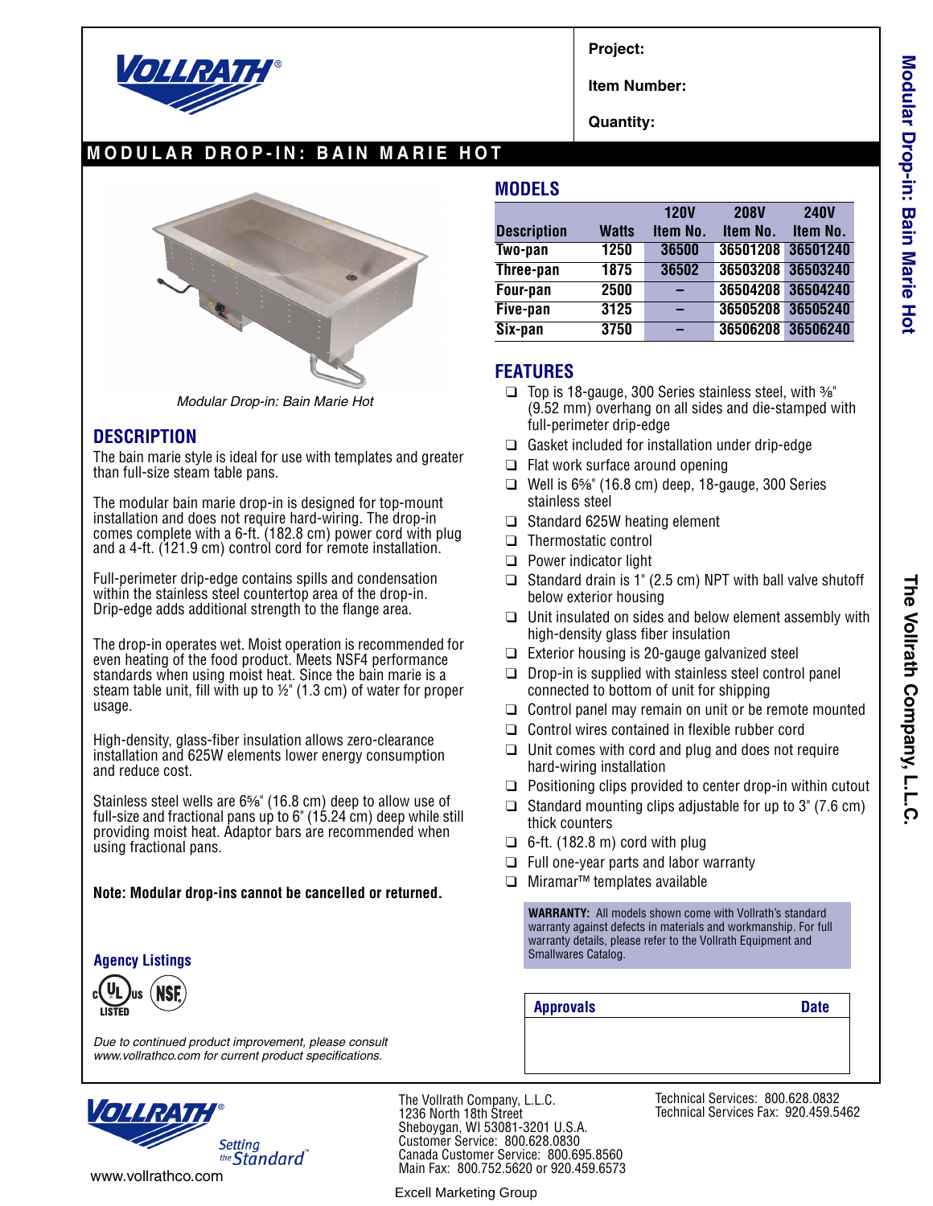Project:

Item Number:

Quantity:

# MODULAR DROP-IN: BAIN MARIE HOT

*Modular Drop-in: Bain Marie Hot*

## DESCRIPTION

The bain marie style is ideal for use with templates and greater than full-size steam table pans.

The modular bain marie drop-in is designed for top-mount installation and does not require hard-wiring. The drop-in comes complete with a 6-ft. (182.8 cm) power cord with plug and a 4-ft. (121.9 cm) control cord for remote installation.

Full-perimeter drip-edge contains spills and condensation within the stainless steel countertop area of the drop-in. Drip-edge adds additional strength to the flange area.

The drop-in operates wet. Moist operation is recommended for even heating of the food product. Meets NSF4 performance standards when using moist heat. Since the bain marie is a steam table unit, fill with up to ½" (1.3 cm) of water for proper usage.

High-density, glass-fiber insulation allows zero-clearance installation and 625W elements lower energy consumption and reduce cost.

Stainless steel wells are 6⅝" (16.8 cm) deep to allow use of full-size and fractional pans up to 6" (15.24 cm) deep while still providing moist heat. Adaptor bars are recommended when using fractional pans.

**Note: Modular drop-ins cannot be cancelled or returned.**

### Agency Listings

cULus LISTED, NSF

*Due to continued product improvement, please consult www.vollrathco.com for current product specifications.*

## MODELS

| Description | Watts | 120V Item No. | 208V Item No. | 240V Item No. |
|---|---|---|---|---|
| Two-pan | 1250 | 36500 | 36501208 | 36501240 |
| Three-pan | 1875 | 36502 | 36503208 | 36503240 |
| Four-pan | 2500 | – | 36504208 | 36504240 |
| Five-pan | 3125 | – | 36505208 | 36505240 |
| Six-pan | 3750 | – | 36506208 | 36506240 |

## FEATURES

- Top is 18-gauge, 300 Series stainless steel, with ⅜" (9.52 mm) overhang on all sides and die-stamped with full-perimeter drip-edge
- Gasket included for installation under drip-edge
- Flat work surface around opening
- Well is 6⅝" (16.8 cm) deep, 18-gauge, 300 Series stainless steel
- Standard 625W heating element
- Thermostatic control
- Power indicator light
- Standard drain is 1" (2.5 cm) NPT with ball valve shutoff below exterior housing
- Unit insulated on sides and below element assembly with high-density glass fiber insulation
- Exterior housing is 20-gauge galvanized steel
- Drop-in is supplied with stainless steel control panel connected to bottom of unit for shipping
- Control panel may remain on unit or be remote mounted
- Control wires contained in flexible rubber cord
- Unit comes with cord and plug and does not require hard-wiring installation
- Positioning clips provided to center drop-in within cutout
- Standard mounting clips adjustable for up to 3" (7.6 cm) thick counters
- 6-ft. (182.8 m) cord with plug
- Full one-year parts and labor warranty
- Miramar™ templates available

**WARRANTY:** All models shown come with Vollrath's standard warranty against defects in materials and workmanship. For full warranty details, please refer to the Vollrath Equipment and Smallwares Catalog.

| Approvals | Date |
|---|---|
| | |

Setting the Standard

www.vollrathco.com

The Vollrath Company, L.L.C.
1236 North 18th Street
Sheboygan, WI 53081-3201 U.S.A.
Customer Service: 800.628.0830
Canada Customer Service: 800.695.8560
Main Fax: 800.752.5620 or 920.459.6573

Technical Services: 800.628.0832
Technical Services Fax: 920.459.5462

Excell Marketing Group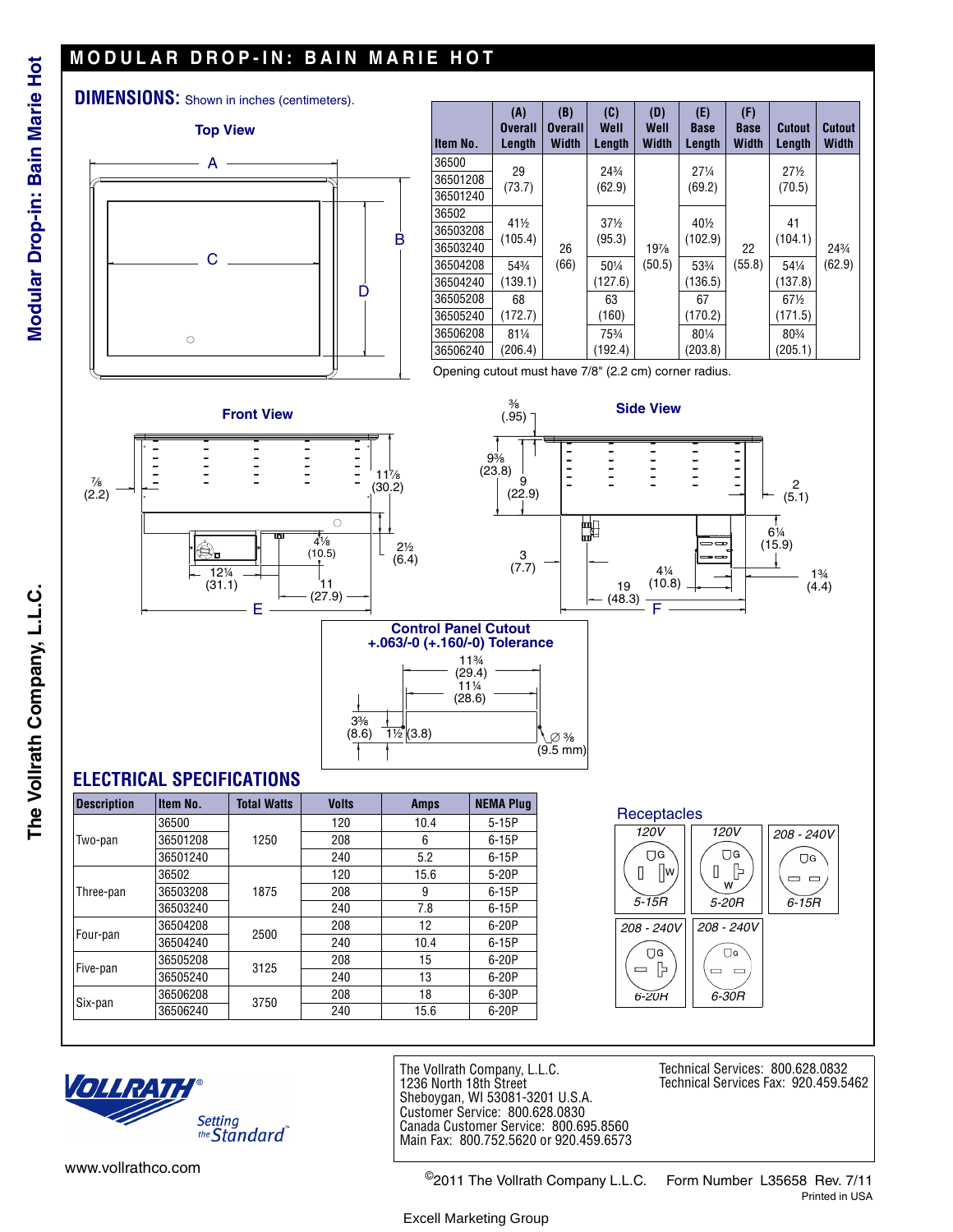# MODULAR DROP-IN: BAIN MARIE HOT

## DIMENSIONS: Shown in inches (centimeters).

Top View

A

B

C

D

| Item No. | (A) Overall Length | (B) Overall Width | (C) Well Length | (D) Well Width | (E) Base Length | (F) Base Width | Cutout Length | Cutout Width |
|---|---|---|---|---|---|---|---|---|
| 36500 | 29 (73.7) | 26 (66) | 24¾ (62.9) | 19⅞ (50.5) | 27¼ (69.2) | 22 (55.8) | 27½ (70.5) | 24¾ (62.9) |
| 36501208 | | | | | | | | |
| 36501240 | | | | | | | | |
| 36502 | 41½ (105.4) | | 37½ (95.3) | | 40½ (102.9) | | 41 (104.1) | |
| 36503208 | | | | | | | | |
| 36503240 | | | | | | | | |
| 36504208 | 54¾ (139.1) | | 50¼ (127.6) | | 53¾ (136.5) | | 54¼ (137.8) | |
| 36504240 | | | | | | | | |
| 36505208 | 68 (172.7) | | 63 (160) | | 67 (170.2) | | 67½ (171.5) | |
| 36505240 | | | | | | | | |
| 36506208 | 81¼ (206.4) | | 75¾ (192.4) | | 80¼ (203.8) | | 80¾ (205.1) | |
| 36506240 | | | | | | | | |

Opening cutout must have 7/8" (2.2 cm) corner radius.

Front View

⅞ (2.2)

11⅞ (30.2)

4⅛ (10.5)

2½ (6.4)

12¼ (31.1)

11 (27.9)

E

Side View

⅜ (.95)

9⅜ (23.8)

9 (22.9)

2 (5.1)

6¼ (15.9)

3 (7.7)

4¼ (10.8)

1¾ (4.4)

19 (48.3)

F

**Control Panel Cutout**
**+.063/-0 (+.160/-0) Tolerance**

11¾ (29.4)

11¼ (28.6)

3⅜ (8.6)

1½ (3.8)

∅ ⅜ (9.5 mm)

## ELECTRICAL SPECIFICATIONS

| Description | Item No. | Total Watts | Volts | Amps | NEMA Plug |
|---|---|---|---|---|---|
| Two-pan | 36500 | 1250 | 120 | 10.4 | 5-15P |
| | 36501208 | | 208 | 6 | 6-15P |
| | 36501240 | | 240 | 5.2 | 6-15P |
| Three-pan | 36502 | 1875 | 120 | 15.6 | 5-20P |
| | 36503208 | | 208 | 9 | 6-15P |
| | 36503240 | | 240 | 7.8 | 6-15P |
| Four-pan | 36504208 | 2500 | 208 | 12 | 6-20P |
| | 36504240 | | 240 | 10.4 | 6-15P |
| Five-pan | 36505208 | 3125 | 208 | 15 | 6-20P |
| | 36505240 | | 240 | 13 | 6-20P |
| Six-pan | 36506208 | 3750 | 208 | 18 | 6-30P |
| | 36506240 | | 240 | 15.6 | 6-20P |

Receptacles

120V 5-15R

120V 5-20R

208 - 240V 6-15R

208 - 240V 6-20R

208 - 240V 6-30R

VOLLRATH® Setting the Standard™

www.vollrathco.com

The Vollrath Company, L.L.C.
1236 North 18th Street
Sheboygan, WI 53081-3201 U.S.A.
Customer Service: 800.628.0830
Canada Customer Service: 800.695.8560
Main Fax: 800.752.5620 or 920.459.6573

Technical Services: 800.628.0832
Technical Services Fax: 920.459.5462

©2011 The Vollrath Company L.L.C. Form Number L35658 Rev. 7/11
Printed in USA

Excell Marketing Group